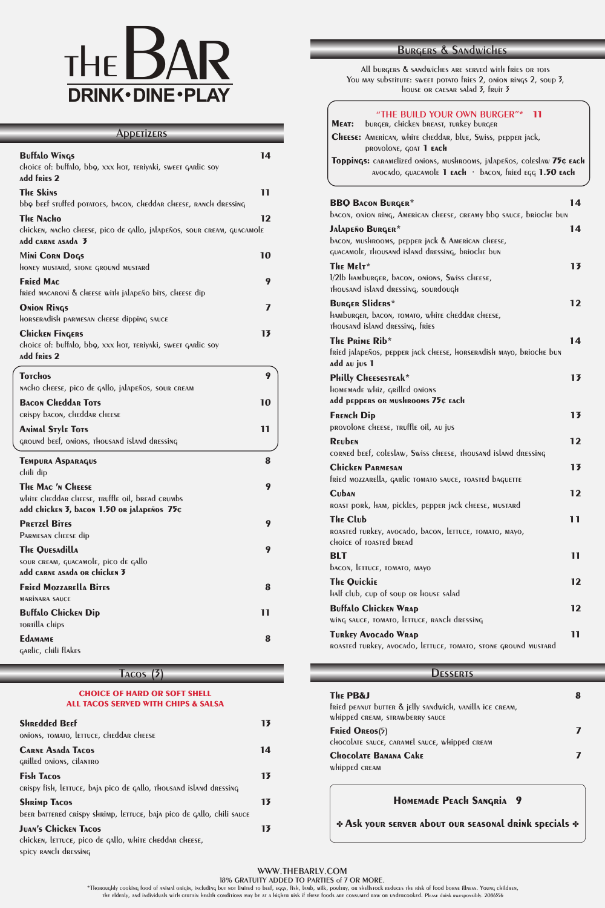# THE BAR

**DRINK • DINE • PLAY**

## Appetizers

**Buffalo Wings** 14
choice of: buffalo, bbq, xxx hot, teriyaki, sweet garlic soy
**add fries 2**

**The Skins** 11
bbq beef stuffed potatoes, bacon, cheddar cheese, ranch dressing

**The Nacho** 12
chicken, nacho cheese, pico de gallo, jalapeños, sour cream, guacamole
**add carne asada 3**

**Mini Corn Dogs** 10
honey mustard, stone ground mustard

**Fried Mac** 9
fried macaroni & cheese with jalapeño bits, cheese dip

**Onion Rings** 7
horseradish parmesan cheese dipping sauce

**Chicken Fingers** 13
choice of: buffalo, bbq, xxx hot, teriyaki, sweet garlic soy
**add fries 2**

**Totchos** 9
nacho cheese, pico de gallo, jalapeños, sour cream

**Bacon Cheddar Tots** 10
crispy bacon, cheddar cheese

**Animal Style Tots** 11
ground beef, onions, thousand island dressing

**Tempura Asparagus** 8
chili dip

**The Mac 'n Cheese** 9
white cheddar cheese, truffle oil, bread crumbs
**add chicken 3, bacon 1.50 or jalapeños 75¢**

**Pretzel Bites** 9
Parmesan cheese dip

**The Quesadilla** 9
sour cream, guacamole, pico de gallo
**add carne asada or chicken 3**

**Fried Mozzarella Bites** 8
marinara sauce

**Buffalo Chicken Dip** 11
tortilla chips

**Edamame** 8
garlic, chili flakes

## Tacos (3)

**CHOICE OF HARD OR SOFT SHELL**
**ALL TACOS SERVED WITH CHIPS & SALSA**

**Shredded Beef** 13
onions, tomato, lettuce, cheddar cheese

**Carne Asada Tacos** 14
grilled onions, cilantro

**Fish Tacos** 13
crispy fish, lettuce, baja pico de gallo, thousand island dressing

**Shrimp Tacos** 13
beer battered crispy shrimp, lettuce, baja pico de gallo, chili sauce

**Juan's Chicken Tacos** 13
chicken, lettuce, pico de gallo, white cheddar cheese, spicy ranch dressing

## Burgers & Sandwiches

All burgers & sandwiches are served with fries or tots
You may substitute: sweet potato fries 2, onion rings 2, soup 3, house or caesar salad 3, fruit 3

**"THE BUILD YOUR OWN BURGER"* 11**

**Meat:** burger, chicken breast, turkey burger

**Cheese:** American, white cheddar, blue, Swiss, pepper jack, provolone, goat **1 each**

**Toppings:** caramelized onions, mushrooms, jalapeños, coleslaw **75¢ each** avocado, guacamole **1 each** · bacon, fried egg **1.50 each**

**BBQ Bacon Burger*** 14
bacon, onion ring, American cheese, creamy bbq sauce, brioche bun

**Jalapeño Burger*** 14
bacon, mushrooms, pepper jack & American cheese, guacamole, thousand island dressing, brioche bun

**The Melt*** 13
1/2lb hamburger, bacon, onions, Swiss cheese, thousand island dressing, sourdough

**Burger Sliders*** 12
hamburger, bacon, tomato, white cheddar cheese, thousand island dressing, fries

**The Prime Rib*** 14
fried jalapeños, pepper jack cheese, horseradish mayo, brioche bun
**add au jus 1**

**Philly Cheesesteak*** 13
homemade whiz, grilled onions
**add peppers or mushrooms 75¢ each**

**French Dip** 13
provolone cheese, truffle oil, au jus

**Reuben** 12
corned beef, coleslaw, Swiss cheese, thousand island dressing

**Chicken Parmesan** 13
fried mozzarella, garlic tomato sauce, toasted baguette

**Cuban** 12
roast pork, ham, pickles, pepper jack cheese, mustard

**The Club** 11
roasted turkey, avocado, bacon, lettuce, tomato, mayo, choice of toasted bread

**BLT** 11
bacon, lettuce, tomato, mayo

**The Quickie** 12
half club, cup of soup or house salad

**Buffalo Chicken Wrap** 12
wing sauce, tomato, lettuce, ranch dressing

**Turkey Avocado Wrap** 11
roasted turkey, avocado, lettuce, tomato, stone ground mustard

## Desserts

**The PB&J** 8
fried peanut butter & jelly sandwich, vanilla ice cream, whipped cream, strawberry sauce

**Fried Oreos**(5) 7
chocolate sauce, caramel sauce, whipped cream

**Chocolate Banana Cake** 7
whipped cream

**Homemade Peach Sangria 9**

✤ **Ask your server about our seasonal drink specials** ✤

WWW.THEBARLV.COM
18% GRATUITY ADDED TO PARTIES OF 7 OR MORE.
*Thoroughly cooking food of animal origin, including but not limited to beef, eggs, fish, lamb, milk, poultry, or shellstock reduces the risk of food borne illness. Young children, the elderly, and individuals with certain health conditions may be at a higher risk if these foods are consumed raw or undercooked. Please drink responsibly. 2086556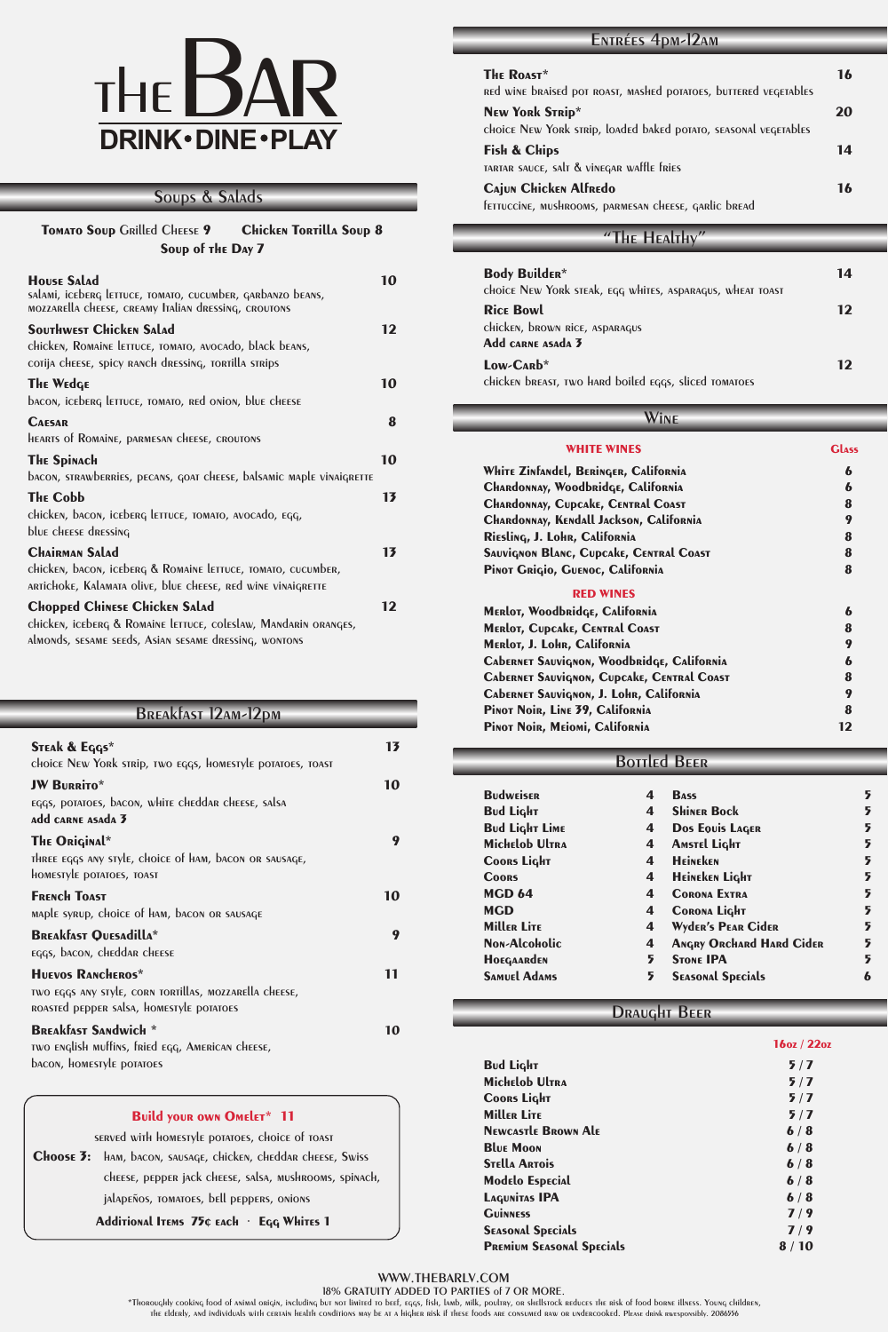# The BAR

DRINK • DINE • PLAY

## Soups & Salads

**Tomato Soup** Grilled Cheese **9** **Chicken Tortilla Soup 8**

**Soup of the Day 7**

**House Salad** **10**
salami, iceberg lettuce, tomato, cucumber, garbanzo beans, mozzarella cheese, creamy Italian dressing, croutons

**Southwest Chicken Salad** **12**
chicken, Romaine lettuce, tomato, avocado, black beans, cotija cheese, spicy ranch dressing, tortilla strips

**The Wedge** **10**
bacon, iceberg lettuce, tomato, red onion, blue cheese

**Caesar** **8**
hearts of Romaine, parmesan cheese, croutons

**The Spinach** **10**
bacon, strawberries, pecans, goat cheese, balsamic maple vinaigrette

**The Cobb** **13**
chicken, bacon, iceberg lettuce, tomato, avocado, egg, blue cheese dressing

**Chairman Salad** **13**
chicken, bacon, iceberg & Romaine lettuce, tomato, cucumber, artichoke, Kalamata olive, blue cheese, red wine vinaigrette

**Chopped Chinese Chicken Salad** **12**
chicken, iceberg & Romaine lettuce, coleslaw, Mandarin oranges, almonds, sesame seeds, Asian sesame dressing, wontons

## Breakfast 12am-12pm

**Steak & Eggs*** **13**
choice New York strip, two eggs, homestyle potatoes, toast

**JW Burrito*** **10**
eggs, potatoes, bacon, white cheddar cheese, salsa
**add carne asada 3**

**The Original*** **9**
three eggs any style, choice of ham, bacon or sausage, homestyle potatoes, toast

**French Toast** **10**
maple syrup, choice of ham, bacon or sausage

**Breakfast Quesadilla*** **9**
eggs, bacon, cheddar cheese

**Huevos Rancheros*** **11**
two eggs any style, corn tortillas, mozzarella cheese, roasted pepper salsa, homestyle potatoes

**Breakfast Sandwich *** **10**
two english muffins, fried egg, American cheese, bacon, homestyle potatoes

**Build your own Omelet* 11**

served with homestyle potatoes, choice of toast

**Choose 3:** ham, bacon, sausage, chicken, cheddar cheese, Swiss cheese, pepper jack cheese, salsa, mushrooms, spinach, jalapeños, tomatoes, bell peppers, onions

**Additional Items 75¢ each · Egg Whites 1**

## Entrées 4pm-12am

**The Roast*** **16**
red wine braised pot roast, mashed potatoes, buttered vegetables

**New York Strip*** **20**
choice New York strip, loaded baked potato, seasonal vegetables

**Fish & Chips** **14**
tartar sauce, salt & vinegar waffle fries

**Cajun Chicken Alfredo** **16**
fettuccine, mushrooms, parmesan cheese, garlic bread

## "The Healthy"

**Body Builder*** **14**
choice New York steak, egg whites, asparagus, wheat toast

**Rice Bowl** **12**
chicken, brown rice, asparagus
**Add carne asada 3**

**Low-Carb*** **12**
chicken breast, two hard boiled eggs, sliced tomatoes

## Wine

| WHITE WINES | Glass |
|---|---|
| White Zinfandel, Beringer, California | 6 |
| Chardonnay, Woodbridge, California | 6 |
| Chardonnay, Cupcake, Central Coast | 8 |
| Chardonnay, Kendall Jackson, California | 9 |
| Riesling, J. Lohr, California | 8 |
| Sauvignon Blanc, Cupcake, Central Coast | 8 |
| Pinot Grigio, Guenoc, California | 8 |
| **RED WINES** | |
| Merlot, Woodbridge, California | 6 |
| Merlot, Cupcake, Central Coast | 8 |
| Merlot, J. Lohr, California | 9 |
| Cabernet Sauvignon, Woodbridge, California | 6 |
| Cabernet Sauvignon, Cupcake, Central Coast | 8 |
| Cabernet Sauvignon, J. Lohr, California | 9 |
| Pinot Noir, Line 39, California | 8 |
| Pinot Noir, Meiomi, California | 12 |

## Bottled Beer

| | | | |
|---|---|---|---|
| Budweiser | 4 | Bass | 5 |
| Bud Light | 4 | Shiner Bock | 5 |
| Bud Light Lime | 4 | Dos Equis Lager | 5 |
| Michelob Ultra | 4 | Amstel Light | 5 |
| Coors Light | 4 | Heineken | 5 |
| Coors | 4 | Heineken Light | 5 |
| MGD 64 | 4 | Corona Extra | 5 |
| MGD | 4 | Corona Light | 5 |
| Miller Lite | 4 | Wyder's Pear Cider | 5 |
| Non-Alcoholic | 4 | Angry Orchard Hard Cider | 5 |
| Hoegaarden | 5 | Stone IPA | 5 |
| Samuel Adams | 5 | Seasonal Specials | 6 |

## Draught Beer

| | 16oz / 22oz |
|---|---|
| Bud Light | 5 / 7 |
| Michelob Ultra | 5 / 7 |
| Coors Light | 5 / 7 |
| Miller Lite | 5 / 7 |
| Newcastle Brown Ale | 6 / 8 |
| Blue Moon | 6 / 8 |
| Stella Artois | 6 / 8 |
| Modelo Especial | 6 / 8 |
| Lagunitas IPA | 6 / 8 |
| Guinness | 7 / 9 |
| Seasonal Specials | 7 / 9 |
| Premium Seasonal Specials | 8 / 10 |

WWW.THEBARLV.COM

18% GRATUITY ADDED TO PARTIES of 7 OR MORE.

*Thoroughly cooking food of animal origin, including but not limited to beef, eggs, fish, lamb, milk, poultry, or shellstock reduces the risk of food borne illness. Young children, the elderly, and individuals with certain health conditions may be at a higher risk if these foods are consumed raw or undercooked. Please drink responsibly. 2086556